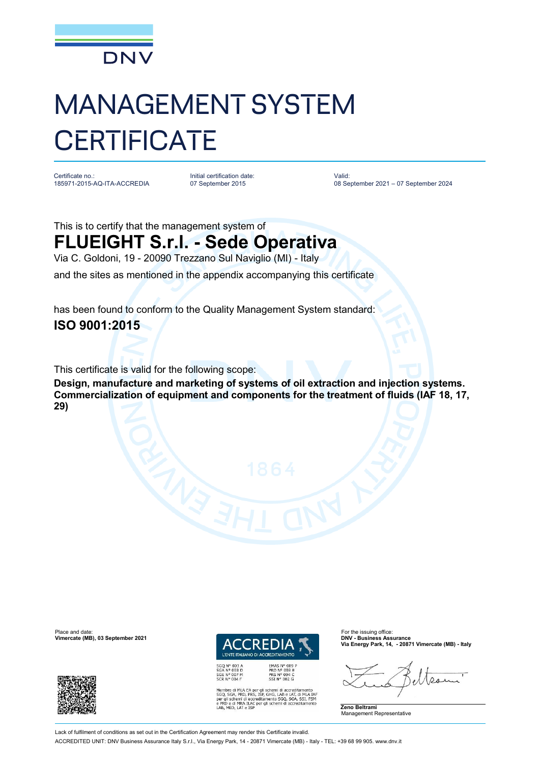DNV

# MANAGEMENT SYSTEM CERTIFICATE

| Certificate no.: | Initial certification date: | Valid: |
|---|---|---|
| 185971-2015-AQ-ITA-ACCREDIA | 07 September 2015 | 08 September 2021 – 07 September 2024 |

This is to certify that the management system of

## FLUEIGHT S.r.l. - Sede Operativa

Via C. Goldoni, 19 - 20090 Trezzano Sul Naviglio (MI) - Italy

and the sites as mentioned in the appendix accompanying this certificate

has been found to conform to the Quality Management System standard:

## ISO 9001:2015

This certificate is valid for the following scope:

**Design, manufacture and marketing of systems of oil extraction and injection systems. Commercialization of equipment and components for the treatment of fluids (IAF 18, 17, 29)**

Place and date:
**Vimercate (MB), 03 September 2021**

ACCREDIA
L'ENTE ITALIANO DI ACCREDITAMENTO

SGQ N° 003 A
SGA N° 003 D
SGE N° 007 M
SCR N° 004 F

EMAS N° 009 P
PRD N° 003 B
PRS N° 094 C
SSI N° 002 G

Membro di MLA EA per gli schemi di accreditamento SGQ, SGA, PRD, PRS, ISP, GHG, LAB e LAT, di MLA IAF per gli schemi di accreditamento SGQ, SGA, SSI, FSM e PRD e di MRA ILAC per gli schemi di accreditamento LAB, MED, LAT e ISP

For the issuing office:
**DNV - Business Assurance**
**Via Energy Park, 14, - 20871 Vimercate (MB) - Italy**

**Zeno Beltrami**
Management Representative

Lack of fulfilment of conditions as set out in the Certification Agreement may render this Certificate invalid.

ACCREDITED UNIT: DNV Business Assurance Italy S.r.l., Via Energy Park, 14 - 20871 Vimercate (MB) - Italy - TEL: +39 68 99 905. www.dnv.it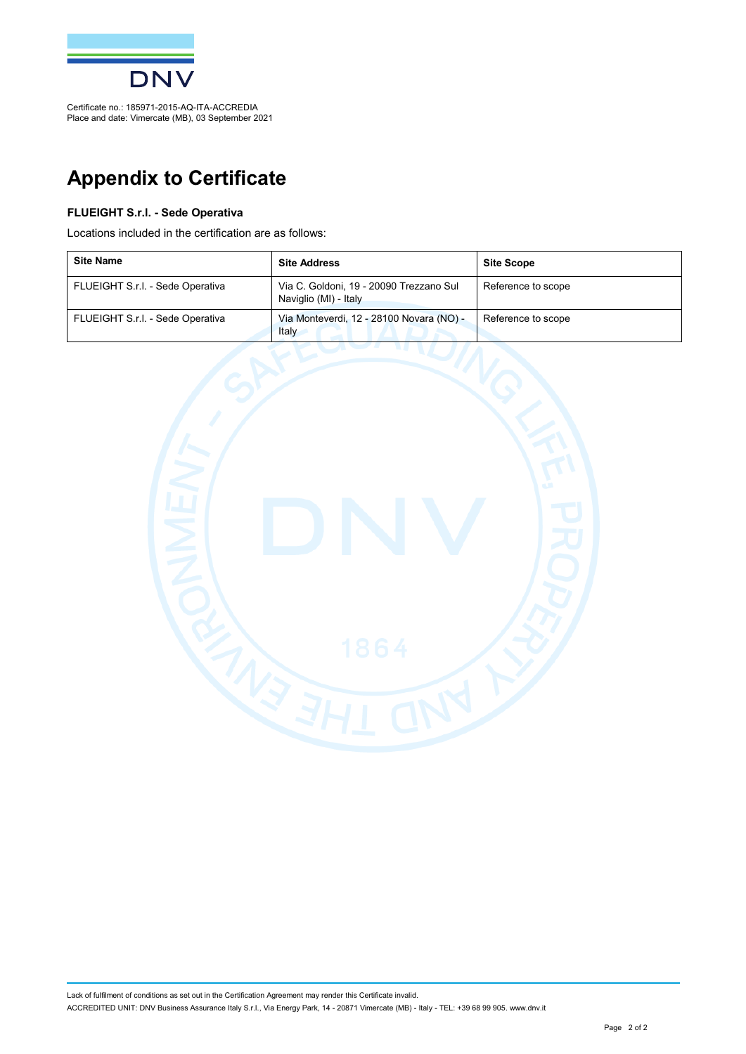Certificate no.: 185971-2015-AQ-ITA-ACCREDIA
Place and date: Vimercate (MB), 03 September 2021

# Appendix to Certificate

**FLUEIGHT S.r.l. - Sede Operativa**

Locations included in the certification are as follows:

| Site Name | Site Address | Site Scope |
|---|---|---|
| FLUEIGHT S.r.l. - Sede Operativa | Via C. Goldoni, 19 - 20090 Trezzano Sul Naviglio (MI) - Italy | Reference to scope |
| FLUEIGHT S.r.l. - Sede Operativa | Via Monteverdi, 12 - 28100 Novara (NO) - Italy | Reference to scope |

Lack of fulfilment of conditions as set out in the Certification Agreement may render this Certificate invalid.

ACCREDITED UNIT: DNV Business Assurance Italy S.r.l., Via Energy Park, 14 - 20871 Vimercate (MB) - Italy - TEL: +39 68 99 905. www.dnv.it